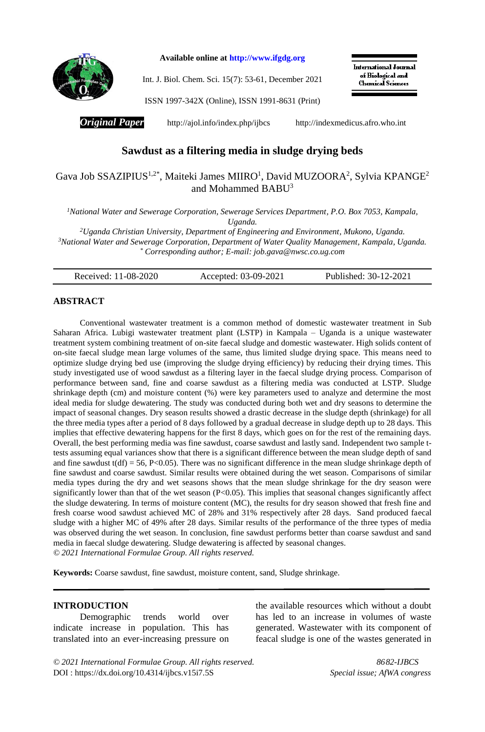Available online at http://www.ifgdg.org

Int. J. Biol. Chem. Sci. 15(7): 53-61, December 2021

ISSN 1997-342X (Online), ISSN 1991-8631 (Print)

International Journal of Biological and Chemical Sciences

***Original Paper*** http://ajol.info/index.php/ijbcs http://indexmedicus.afro.who.int

# Sawdust as a filtering media in sludge drying beds

Gava Job SSAZIPIUS[1,2*], Maiteki James MIIRO[1], David MUZOORA[2], Sylvia KPANGE[2] and Mohammed BABU[3]

*[1]National Water and Sewerage Corporation, Sewerage Services Department, P.O. Box 7053, Kampala, Uganda.*

*[2]Uganda Christian University, Department of Engineering and Environment, Mukono, Uganda.*

*[3]National Water and Sewerage Corporation, Department of Water Quality Management, Kampala, Uganda.*

*[*] Corresponding author; E-mail: job.gava@nwsc.co.ug.com*

| Received: 11-08-2020 | Accepted: 03-09-2021 | Published: 30-12-2021 |
|---|---|---|

## ABSTRACT

Conventional wastewater treatment is a common method of domestic wastewater treatment in Sub Saharan Africa. Lubigi wastewater treatment plant (LSTP) in Kampala – Uganda is a unique wastewater treatment system combining treatment of on-site faecal sludge and domestic wastewater. High solids content of on-site faecal sludge mean large volumes of the same, thus limited sludge drying space. This means need to optimize sludge drying bed use (improving the sludge drying efficiency) by reducing their drying times. This study investigated use of wood sawdust as a filtering layer in the faecal sludge drying process. Comparison of performance between sand, fine and coarse sawdust as a filtering media was conducted at LSTP. Sludge shrinkage depth (cm) and moisture content (%) were key parameters used to analyze and determine the most ideal media for sludge dewatering. The study was conducted during both wet and dry seasons to determine the impact of seasonal changes. Dry season results showed a drastic decrease in the sludge depth (shrinkage) for all the three media types after a period of 8 days followed by a gradual decrease in sludge depth up to 28 days. This implies that effective dewatering happens for the first 8 days, which goes on for the rest of the remaining days. Overall, the best performing media was fine sawdust, coarse sawdust and lastly sand. Independent two sample t-tests assuming equal variances show that there is a significant difference between the mean sludge depth of sand and fine sawdust $t(df) = 56$, $P<0.05$). There was no significant difference in the mean sludge shrinkage depth of fine sawdust and coarse sawdust. Similar results were obtained during the wet season. Comparisons of similar media types during the dry and wet seasons shows that the mean sludge shrinkage for the dry season were significantly lower than that of the wet season ($P<0.05$). This implies that seasonal changes significantly affect the sludge dewatering. In terms of moisture content (MC), the results for dry season showed that fresh fine and fresh coarse wood sawdust achieved MC of 28% and 31% respectively after 28 days. Sand produced faecal sludge with a higher MC of 49% after 28 days. Similar results of the performance of the three types of media was observed during the wet season. In conclusion, fine sawdust performs better than coarse sawdust and sand media in faecal sludge dewatering. Sludge dewatering is affected by seasonal changes.

*© 2021 International Formulae Group. All rights reserved.*

**Keywords:** Coarse sawdust, fine sawdust, moisture content, sand, Sludge shrinkage.

## INTRODUCTION

Demographic trends world over indicate increase in population. This has translated into an ever-increasing pressure on the available resources which without a doubt has led to an increase in volumes of waste generated. Wastewater with its component of feacal sludge is one of the wastes generated in

*© 2021 International Formulae Group. All rights reserved.* 8682-IJBCS

DOI : https://dx.doi.org/10.4314/ijbcs.v15i7.5S *Special issue; AfWA congress*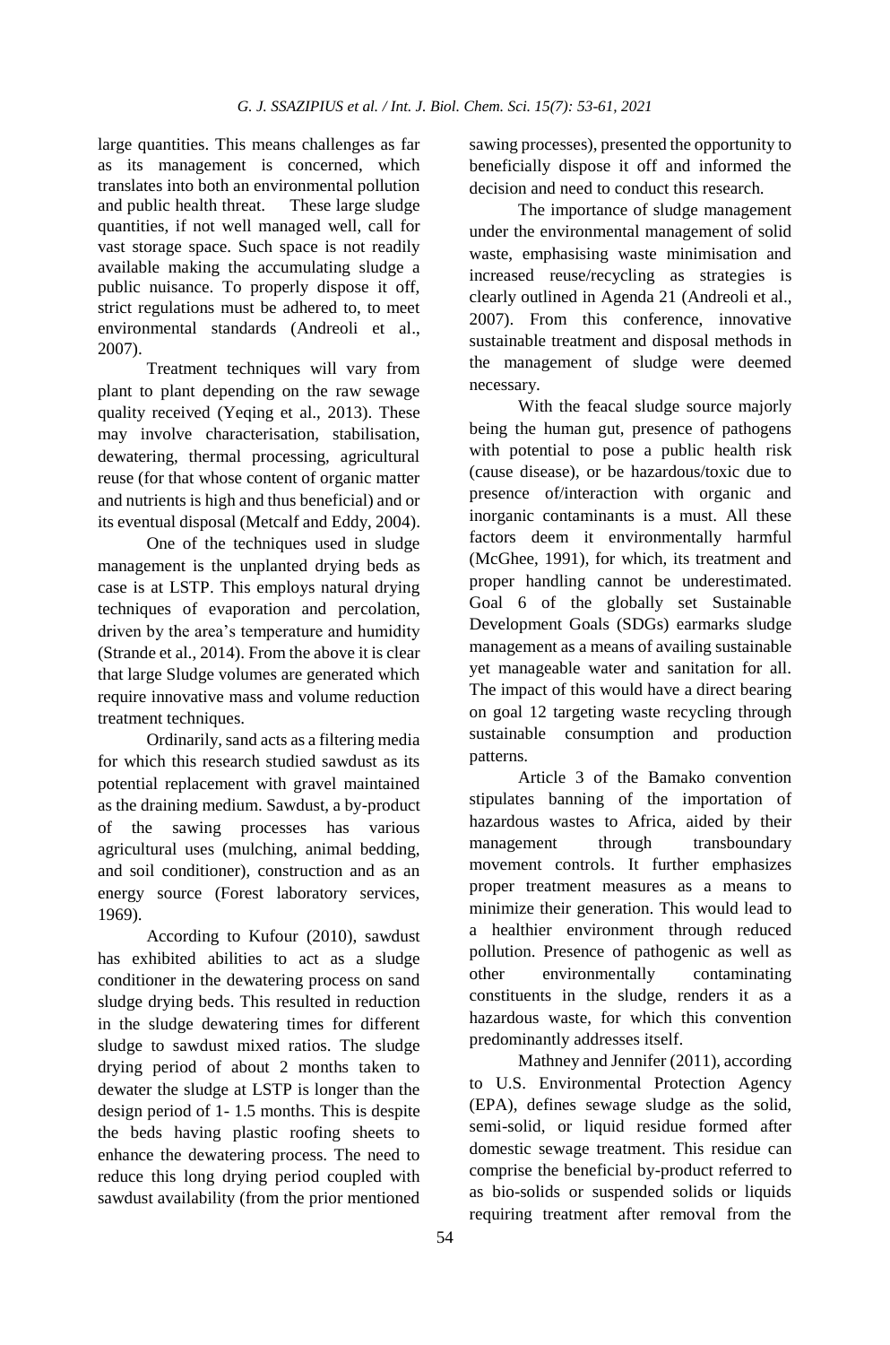large quantities. This means challenges as far as its management is concerned, which translates into both an environmental pollution and public health threat. These large sludge quantities, if not well managed well, call for vast storage space. Such space is not readily available making the accumulating sludge a public nuisance. To properly dispose it off, strict regulations must be adhered to, to meet environmental standards (Andreoli et al., 2007).

Treatment techniques will vary from plant to plant depending on the raw sewage quality received (Yeqing et al., 2013). These may involve characterisation, stabilisation, dewatering, thermal processing, agricultural reuse (for that whose content of organic matter and nutrients is high and thus beneficial) and or its eventual disposal (Metcalf and Eddy, 2004).

One of the techniques used in sludge management is the unplanted drying beds as case is at LSTP. This employs natural drying techniques of evaporation and percolation, driven by the area's temperature and humidity (Strande et al., 2014). From the above it is clear that large Sludge volumes are generated which require innovative mass and volume reduction treatment techniques.

Ordinarily, sand acts as a filtering media for which this research studied sawdust as its potential replacement with gravel maintained as the draining medium. Sawdust, a by-product of the sawing processes has various agricultural uses (mulching, animal bedding, and soil conditioner), construction and as an energy source (Forest laboratory services, 1969).

According to Kufour (2010), sawdust has exhibited abilities to act as a sludge conditioner in the dewatering process on sand sludge drying beds. This resulted in reduction in the sludge dewatering times for different sludge to sawdust mixed ratios. The sludge drying period of about 2 months taken to dewater the sludge at LSTP is longer than the design period of 1- 1.5 months. This is despite the beds having plastic roofing sheets to enhance the dewatering process. The need to reduce this long drying period coupled with sawdust availability (from the prior mentioned sawing processes), presented the opportunity to beneficially dispose it off and informed the decision and need to conduct this research.

The importance of sludge management under the environmental management of solid waste, emphasising waste minimisation and increased reuse/recycling as strategies is clearly outlined in Agenda 21 (Andreoli et al., 2007). From this conference, innovative sustainable treatment and disposal methods in the management of sludge were deemed necessary.

With the feacal sludge source majorly being the human gut, presence of pathogens with potential to pose a public health risk (cause disease), or be hazardous/toxic due to presence of/interaction with organic and inorganic contaminants is a must. All these factors deem it environmentally harmful (McGhee, 1991), for which, its treatment and proper handling cannot be underestimated. Goal 6 of the globally set Sustainable Development Goals (SDGs) earmarks sludge management as a means of availing sustainable yet manageable water and sanitation for all. The impact of this would have a direct bearing on goal 12 targeting waste recycling through sustainable consumption and production patterns.

Article 3 of the Bamako convention stipulates banning of the importation of hazardous wastes to Africa, aided by their management through transboundary movement controls. It further emphasizes proper treatment measures as a means to minimize their generation. This would lead to a healthier environment through reduced pollution. Presence of pathogenic as well as other environmentally contaminating constituents in the sludge, renders it as a hazardous waste, for which this convention predominantly addresses itself.

Mathney and Jennifer (2011), according to U.S. Environmental Protection Agency (EPA), defines sewage sludge as the solid, semi-solid, or liquid residue formed after domestic sewage treatment. This residue can comprise the beneficial by-product referred to as bio-solids or suspended solids or liquids requiring treatment after removal from the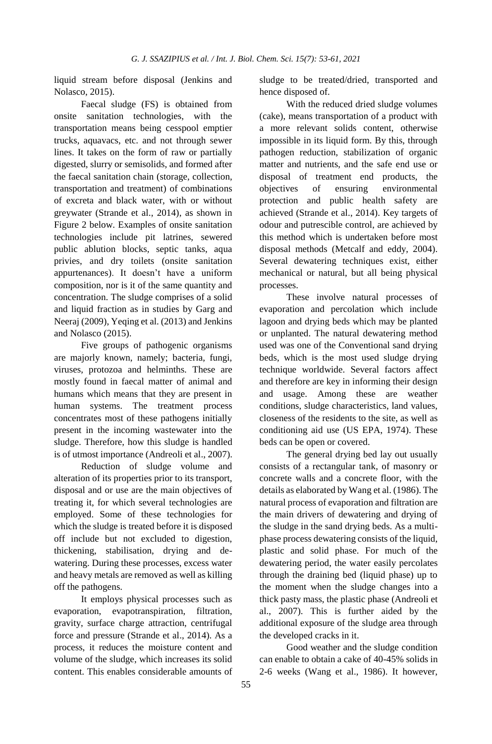liquid stream before disposal (Jenkins and Nolasco, 2015).

Faecal sludge (FS) is obtained from onsite sanitation technologies, with the transportation means being cesspool emptier trucks, aquavacs, etc. and not through sewer lines. It takes on the form of raw or partially digested, slurry or semisolids, and formed after the faecal sanitation chain (storage, collection, transportation and treatment) of combinations of excreta and black water, with or without greywater (Strande et al., 2014), as shown in Figure 2 below. Examples of onsite sanitation technologies include pit latrines, sewered public ablution blocks, septic tanks, aqua privies, and dry toilets (onsite sanitation appurtenances). It doesn't have a uniform composition, nor is it of the same quantity and concentration. The sludge comprises of a solid and liquid fraction as in studies by Garg and Neeraj (2009), Yeqing et al. (2013) and Jenkins and Nolasco (2015).

Five groups of pathogenic organisms are majorly known, namely; bacteria, fungi, viruses, protozoa and helminths. These are mostly found in faecal matter of animal and humans which means that they are present in human systems. The treatment process concentrates most of these pathogens initially present in the incoming wastewater into the sludge. Therefore, how this sludge is handled is of utmost importance (Andreoli et al., 2007).

Reduction of sludge volume and alteration of its properties prior to its transport, disposal and or use are the main objectives of treating it, for which several technologies are employed. Some of these technologies for which the sludge is treated before it is disposed off include but not excluded to digestion, thickening, stabilisation, drying and de-watering. During these processes, excess water and heavy metals are removed as well as killing off the pathogens.

It employs physical processes such as evaporation, evapotranspiration, filtration, gravity, surface charge attraction, centrifugal force and pressure (Strande et al., 2014). As a process, it reduces the moisture content and volume of the sludge, which increases its solid content. This enables considerable amounts of sludge to be treated/dried, transported and hence disposed of.

With the reduced dried sludge volumes (cake), means transportation of a product with a more relevant solids content, otherwise impossible in its liquid form. By this, through pathogen reduction, stabilization of organic matter and nutrients, and the safe end use or disposal of treatment end products, the objectives of ensuring environmental protection and public health safety are achieved (Strande et al., 2014). Key targets of odour and putrescible control, are achieved by this method which is undertaken before most disposal methods (Metcalf and eddy, 2004). Several dewatering techniques exist, either mechanical or natural, but all being physical processes.

These involve natural processes of evaporation and percolation which include lagoon and drying beds which may be planted or unplanted. The natural dewatering method used was one of the Conventional sand drying beds, which is the most used sludge drying technique worldwide. Several factors affect and therefore are key in informing their design and usage. Among these are weather conditions, sludge characteristics, land values, closeness of the residents to the site, as well as conditioning aid use (US EPA, 1974). These beds can be open or covered.

The general drying bed lay out usually consists of a rectangular tank, of masonry or concrete walls and a concrete floor, with the details as elaborated by Wang et al. (1986). The natural process of evaporation and filtration are the main drivers of dewatering and drying of the sludge in the sand drying beds. As a multi-phase process dewatering consists of the liquid, plastic and solid phase. For much of the dewatering period, the water easily percolates through the draining bed (liquid phase) up to the moment when the sludge changes into a thick pasty mass, the plastic phase (Andreoli et al., 2007). This is further aided by the additional exposure of the sludge area through the developed cracks in it.

Good weather and the sludge condition can enable to obtain a cake of 40-45% solids in 2-6 weeks (Wang et al., 1986). It however,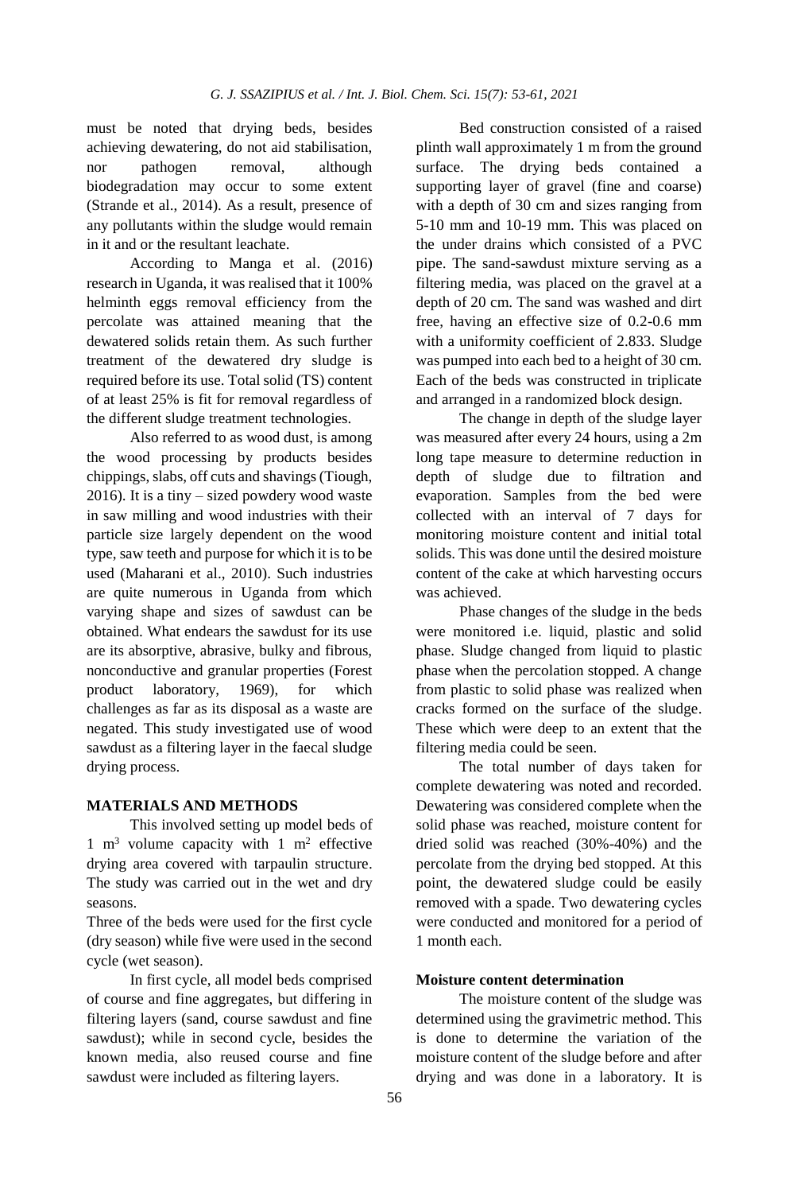must be noted that drying beds, besides achieving dewatering, do not aid stabilisation, nor pathogen removal, although biodegradation may occur to some extent (Strande et al., 2014). As a result, presence of any pollutants within the sludge would remain in it and or the resultant leachate.

According to Manga et al. (2016) research in Uganda, it was realised that it 100% helminth eggs removal efficiency from the percolate was attained meaning that the dewatered solids retain them. As such further treatment of the dewatered dry sludge is required before its use. Total solid (TS) content of at least 25% is fit for removal regardless of the different sludge treatment technologies.

Also referred to as wood dust, is among the wood processing by products besides chippings, slabs, off cuts and shavings (Tiough, 2016). It is a tiny – sized powdery wood waste in saw milling and wood industries with their particle size largely dependent on the wood type, saw teeth and purpose for which it is to be used (Maharani et al., 2010). Such industries are quite numerous in Uganda from which varying shape and sizes of sawdust can be obtained. What endears the sawdust for its use are its absorptive, abrasive, bulky and fibrous, nonconductive and granular properties (Forest product laboratory, 1969), for which challenges as far as its disposal as a waste are negated. This study investigated use of wood sawdust as a filtering layer in the faecal sludge drying process.

## MATERIALS AND METHODS

This involved setting up model beds of 1 $m^3$ volume capacity with 1 $m^2$ effective drying area covered with tarpaulin structure. The study was carried out in the wet and dry seasons.

Three of the beds were used for the first cycle (dry season) while five were used in the second cycle (wet season).

In first cycle, all model beds comprised of course and fine aggregates, but differing in filtering layers (sand, course sawdust and fine sawdust); while in second cycle, besides the known media, also reused course and fine sawdust were included as filtering layers.

Bed construction consisted of a raised plinth wall approximately 1 m from the ground surface. The drying beds contained a supporting layer of gravel (fine and coarse) with a depth of 30 cm and sizes ranging from 5-10 mm and 10-19 mm. This was placed on the under drains which consisted of a PVC pipe. The sand-sawdust mixture serving as a filtering media, was placed on the gravel at a depth of 20 cm. The sand was washed and dirt free, having an effective size of 0.2-0.6 mm with a uniformity coefficient of 2.833. Sludge was pumped into each bed to a height of 30 cm. Each of the beds was constructed in triplicate and arranged in a randomized block design.

The change in depth of the sludge layer was measured after every 24 hours, using a 2m long tape measure to determine reduction in depth of sludge due to filtration and evaporation. Samples from the bed were collected with an interval of 7 days for monitoring moisture content and initial total solids. This was done until the desired moisture content of the cake at which harvesting occurs was achieved.

Phase changes of the sludge in the beds were monitored i.e. liquid, plastic and solid phase. Sludge changed from liquid to plastic phase when the percolation stopped. A change from plastic to solid phase was realized when cracks formed on the surface of the sludge. These which were deep to an extent that the filtering media could be seen.

The total number of days taken for complete dewatering was noted and recorded. Dewatering was considered complete when the solid phase was reached, moisture content for dried solid was reached (30%-40%) and the percolate from the drying bed stopped. At this point, the dewatered sludge could be easily removed with a spade. Two dewatering cycles were conducted and monitored for a period of 1 month each.

### Moisture content determination

The moisture content of the sludge was determined using the gravimetric method. This is done to determine the variation of the moisture content of the sludge before and after drying and was done in a laboratory. It is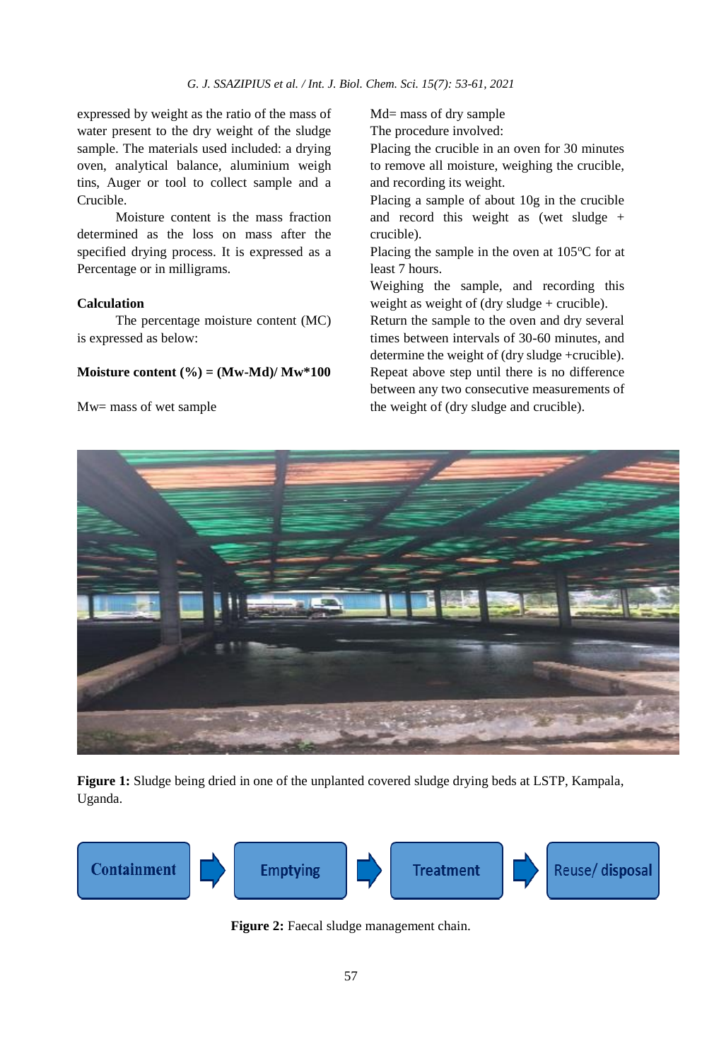expressed by weight as the ratio of the mass of water present to the dry weight of the sludge sample. The materials used included: a drying oven, analytical balance, aluminium weigh tins, Auger or tool to collect sample and a Crucible.

Moisture content is the mass fraction determined as the loss on mass after the specified drying process. It is expressed as a Percentage or in milligrams.

**Calculation**

The percentage moisture content (MC) is expressed as below:

**Moisture content (%) = (Mw-Md)/ Mw*100**

Mw= mass of wet sample

Md= mass of dry sample

The procedure involved:

Placing the crucible in an oven for 30 minutes to remove all moisture, weighing the crucible, and recording its weight.

Placing a sample of about 10g in the crucible and record this weight as (wet sludge + crucible).

Placing the sample in the oven at 105°C for at least 7 hours.

Weighing the sample, and recording this weight as weight of (dry sludge + crucible).

Return the sample to the oven and dry several times between intervals of 30-60 minutes, and determine the weight of (dry sludge +crucible).

Repeat above step until there is no difference between any two consecutive measurements of the weight of (dry sludge and crucible).

**Figure 1:** Sludge being dried in one of the unplanted covered sludge drying beds at LSTP, Kampala, Uganda.

Containment → Emptying → Treatment → Reuse/ disposal

**Figure 2:** Faecal sludge management chain.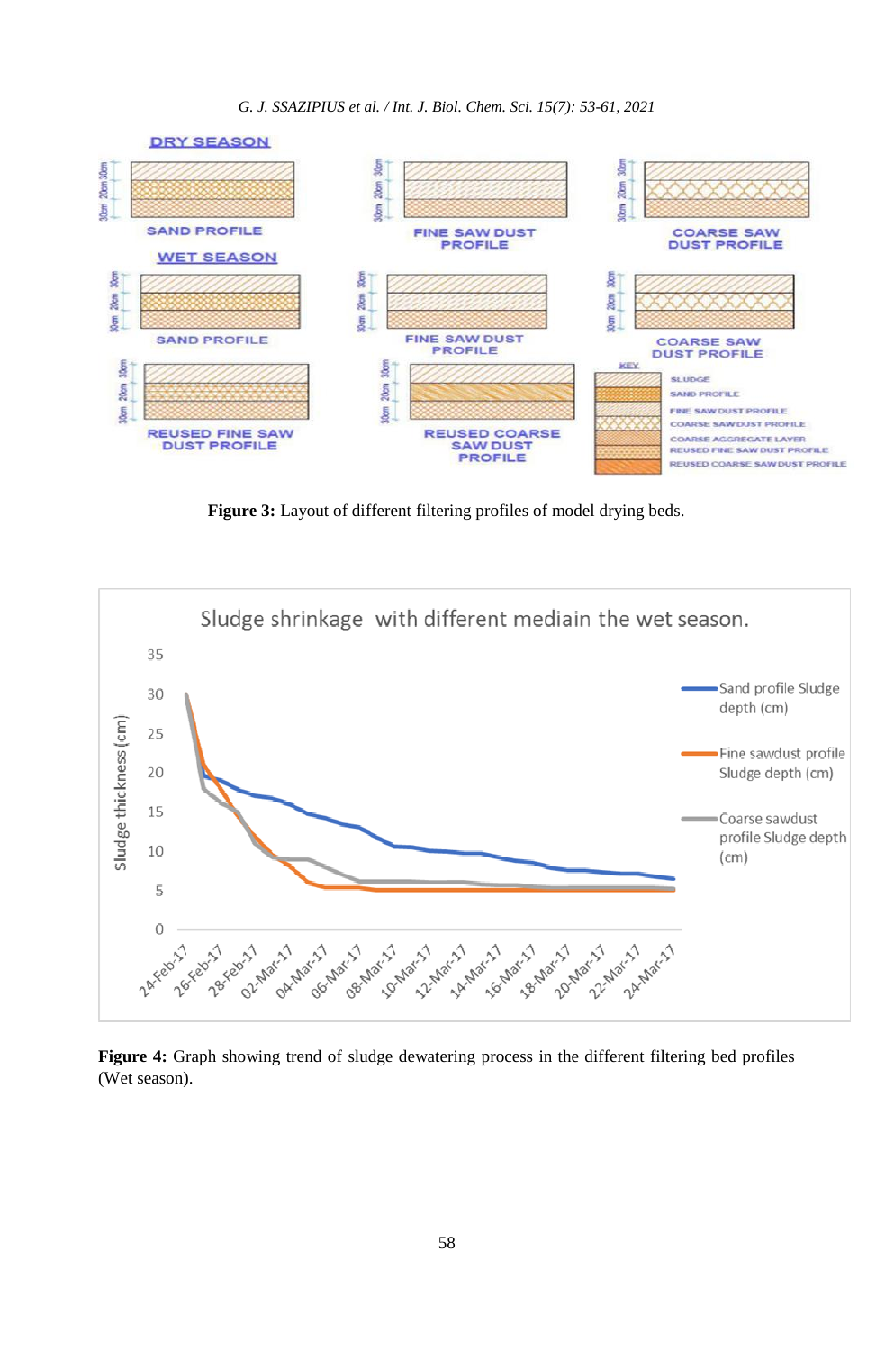**Figure 3:** Layout of different filtering profiles of model drying beds.

**Figure 4:** Graph showing trend of sludge dewatering process in the different filtering bed profiles (Wet season).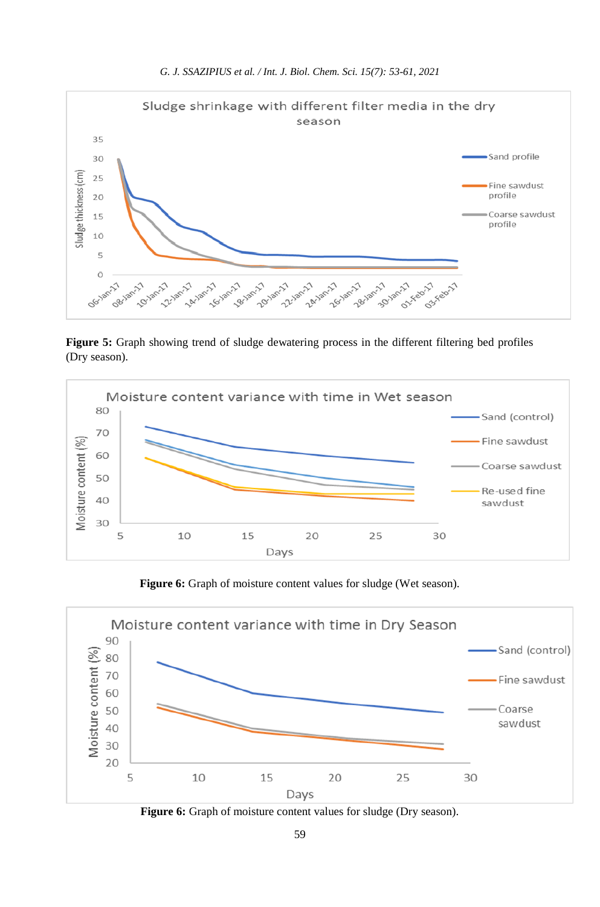**Figure 5:** Graph showing trend of sludge dewatering process in the different filtering bed profiles (Dry season).

**Figure 6:** Graph of moisture content values for sludge (Wet season).

**Figure 6:** Graph of moisture content values for sludge (Dry season).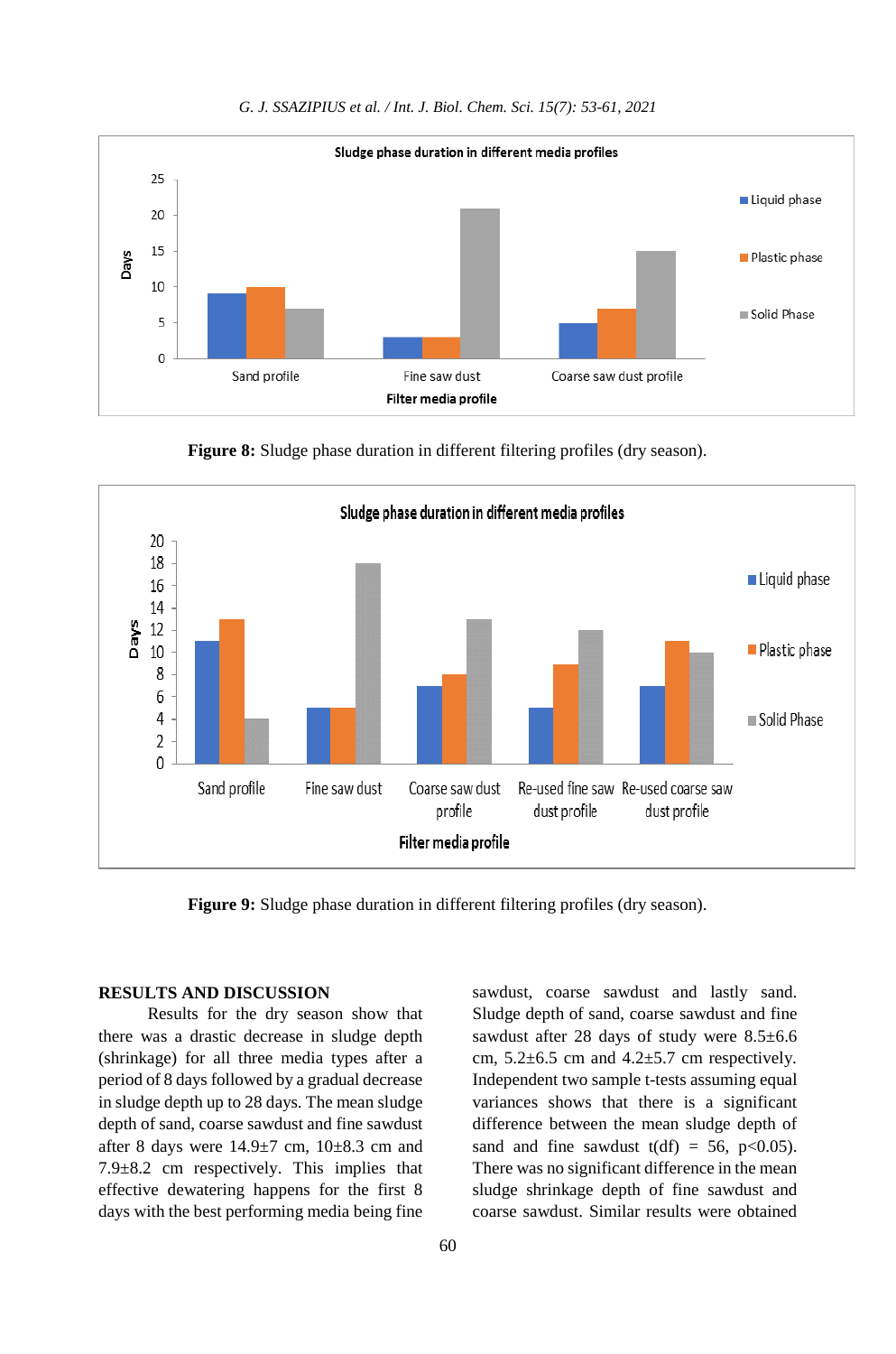**Figure 8:** Sludge phase duration in different filtering profiles (dry season).

**Figure 9:** Sludge phase duration in different filtering profiles (dry season).

## RESULTS AND DISCUSSION

Results for the dry season show that there was a drastic decrease in sludge depth (shrinkage) for all three media types after a period of 8 days followed by a gradual decrease in sludge depth up to 28 days. The mean sludge depth of sand, coarse sawdust and fine sawdust after 8 days were 14.9±7 cm, 10±8.3 cm and 7.9±8.2 cm respectively. This implies that effective dewatering happens for the first 8 days with the best performing media being fine sawdust, coarse sawdust and lastly sand. Sludge depth of sand, coarse sawdust and fine sawdust after 28 days of study were 8.5±6.6 cm, 5.2±6.5 cm and 4.2±5.7 cm respectively. Independent two sample t-tests assuming equal variances shows that there is a significant difference between the mean sludge depth of sand and fine sawdust t(df) = 56, $p<0.05$). There was no significant difference in the mean sludge shrinkage depth of fine sawdust and coarse sawdust. Similar results were obtained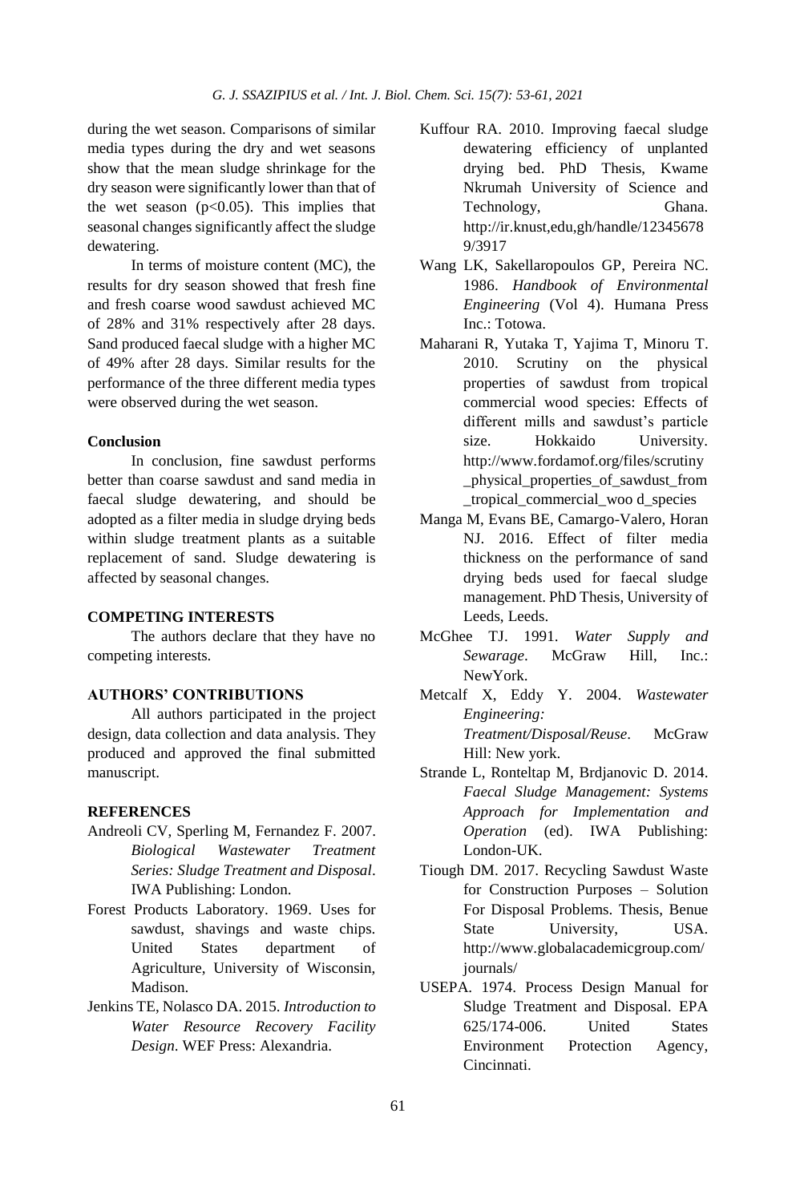during the wet season. Comparisons of similar media types during the dry and wet seasons show that the mean sludge shrinkage for the dry season were significantly lower than that of the wet season ($p<0.05$). This implies that seasonal changes significantly affect the sludge dewatering.

In terms of moisture content (MC), the results for dry season showed that fresh fine and fresh coarse wood sawdust achieved MC of 28% and 31% respectively after 28 days. Sand produced faecal sludge with a higher MC of 49% after 28 days. Similar results for the performance of the three different media types were observed during the wet season.

## Conclusion

In conclusion, fine sawdust performs better than coarse sawdust and sand media in faecal sludge dewatering, and should be adopted as a filter media in sludge drying beds within sludge treatment plants as a suitable replacement of sand. Sludge dewatering is affected by seasonal changes.

## COMPETING INTERESTS

The authors declare that they have no competing interests.

## AUTHORS' CONTRIBUTIONS

All authors participated in the project design, data collection and data analysis. They produced and approved the final submitted manuscript.

## REFERENCES

Andreoli CV, Sperling M, Fernandez F. 2007. *Biological Wastewater Treatment Series: Sludge Treatment and Disposal*. IWA Publishing: London.

Forest Products Laboratory. 1969. Uses for sawdust, shavings and waste chips. United States department of Agriculture, University of Wisconsin, Madison.

Jenkins TE, Nolasco DA. 2015. *Introduction to Water Resource Recovery Facility Design*. WEF Press: Alexandria.

Kuffour RA. 2010. Improving faecal sludge dewatering efficiency of unplanted drying bed. PhD Thesis, Kwame Nkrumah University of Science and Technology, Ghana. http://ir.knust,edu,gh/handle/123456789/3917

Wang LK, Sakellaropoulos GP, Pereira NC. 1986. *Handbook of Environmental Engineering* (Vol 4). Humana Press Inc.: Totowa.

Maharani R, Yutaka T, Yajima T, Minoru T. 2010. Scrutiny on the physical properties of sawdust from tropical commercial wood species: Effects of different mills and sawdust's particle size. Hokkaido University. http://www.fordamof.org/files/scrutiny_physical_properties_of_sawdust_from_tropical_commercial_woo d_species

Manga M, Evans BE, Camargo-Valero, Horan NJ. 2016. Effect of filter media thickness on the performance of sand drying beds used for faecal sludge management. PhD Thesis, University of Leeds, Leeds.

McGhee TJ. 1991. *Water Supply and Sewarage*. McGraw Hill, Inc.: NewYork.

Metcalf X, Eddy Y. 2004. *Wastewater Engineering: Treatment/Disposal/Reuse*. McGraw Hill: New york.

Strande L, Ronteltap M, Brdjanovic D. 2014. *Faecal Sludge Management: Systems Approach for Implementation and Operation* (ed). IWA Publishing: London-UK.

Tiough DM. 2017. Recycling Sawdust Waste for Construction Purposes – Solution For Disposal Problems. Thesis, Benue State University, USA. http://www.globalacademicgroup.com/journals/

USEPA. 1974. Process Design Manual for Sludge Treatment and Disposal. EPA 625/174-006. United States Environment Protection Agency, Cincinnati.